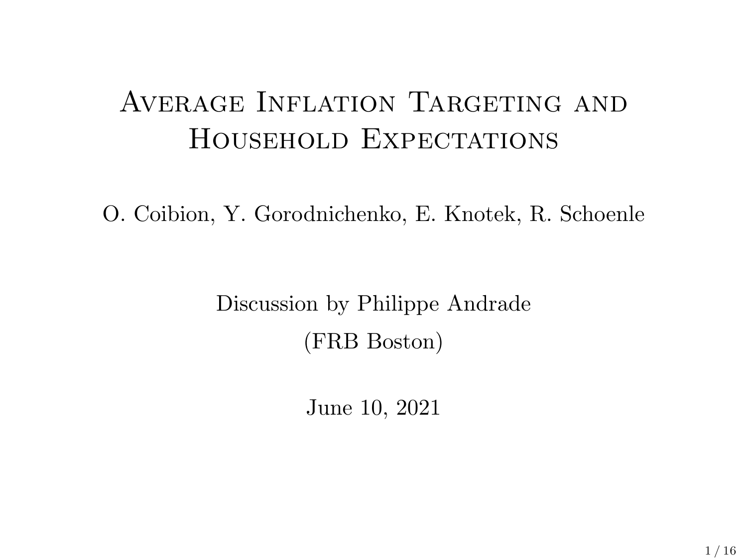# Average Inflation Targeting and Household Expectations

O. Coibion, Y. Gorodnichenko, E. Knotek, R. Schoenle

Discussion by Philippe Andrade

(FRB Boston)

June 10, 2021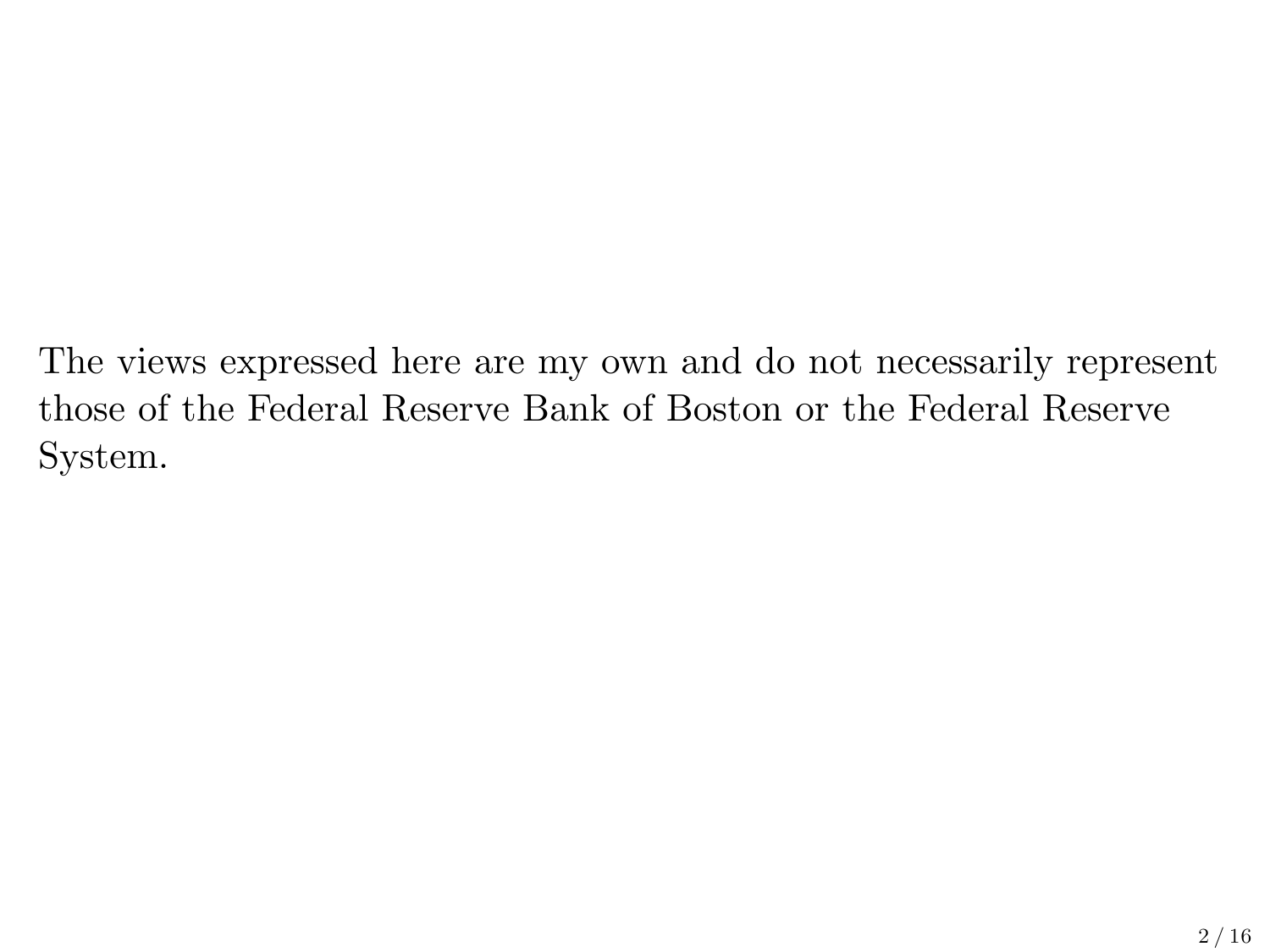The views expressed here are my own and do not necessarily represent those of the Federal Reserve Bank of Boston or the Federal Reserve System.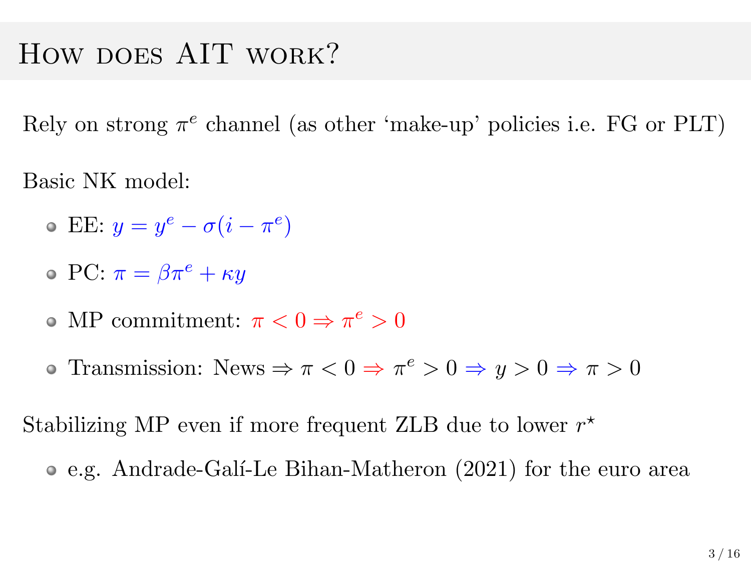# How does AIT work?

Rely on strong $\pi^e$ channel (as other 'make-up' policies i.e. FG or PLT)

Basic NK model:

- EE: $y = y^e - \sigma(i - \pi^e)$
- PC: $\pi = \beta\pi^e + \kappa y$
- MP commitment: $\pi < 0 \Rightarrow \pi^e > 0$
- Transmission: News $\Rightarrow \pi < 0 \Rightarrow \pi^e > 0 \Rightarrow y > 0 \Rightarrow \pi > 0$

Stabilizing MP even if more frequent ZLB due to lower $r^\star$

- e.g. Andrade-Galí-Le Bihan-Matheron (2021) for the euro area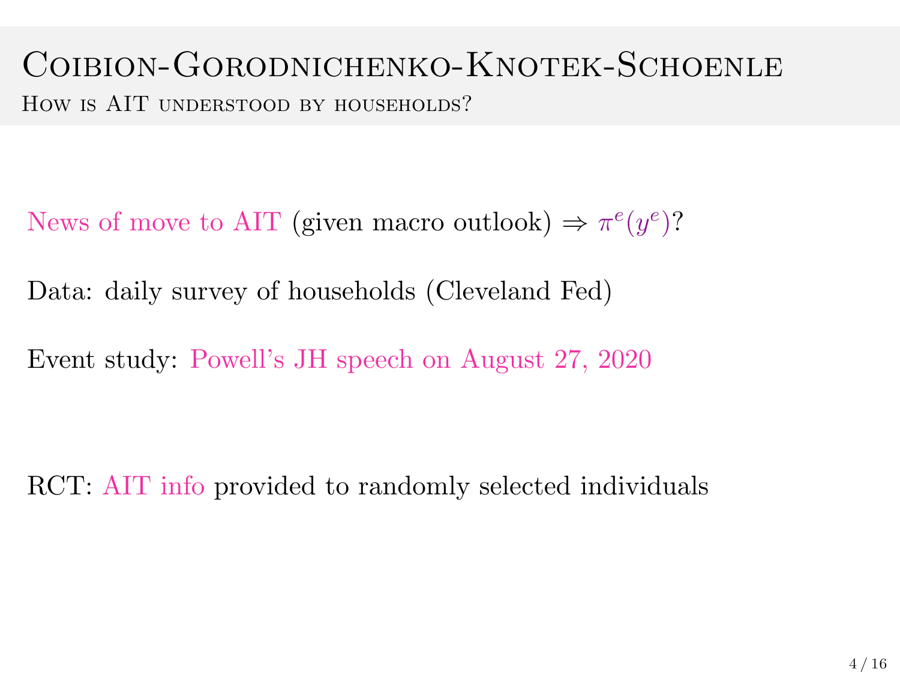# Coibion-Gorodnichenko-Knotek-Schoenle

## How is AIT understood by households?

News of move to AIT (given macro outlook) $\Rightarrow \pi^e(y^e)$?

Data: daily survey of households (Cleveland Fed)

Event study: Powell's JH speech on August 27, 2020

RCT: AIT info provided to randomly selected individuals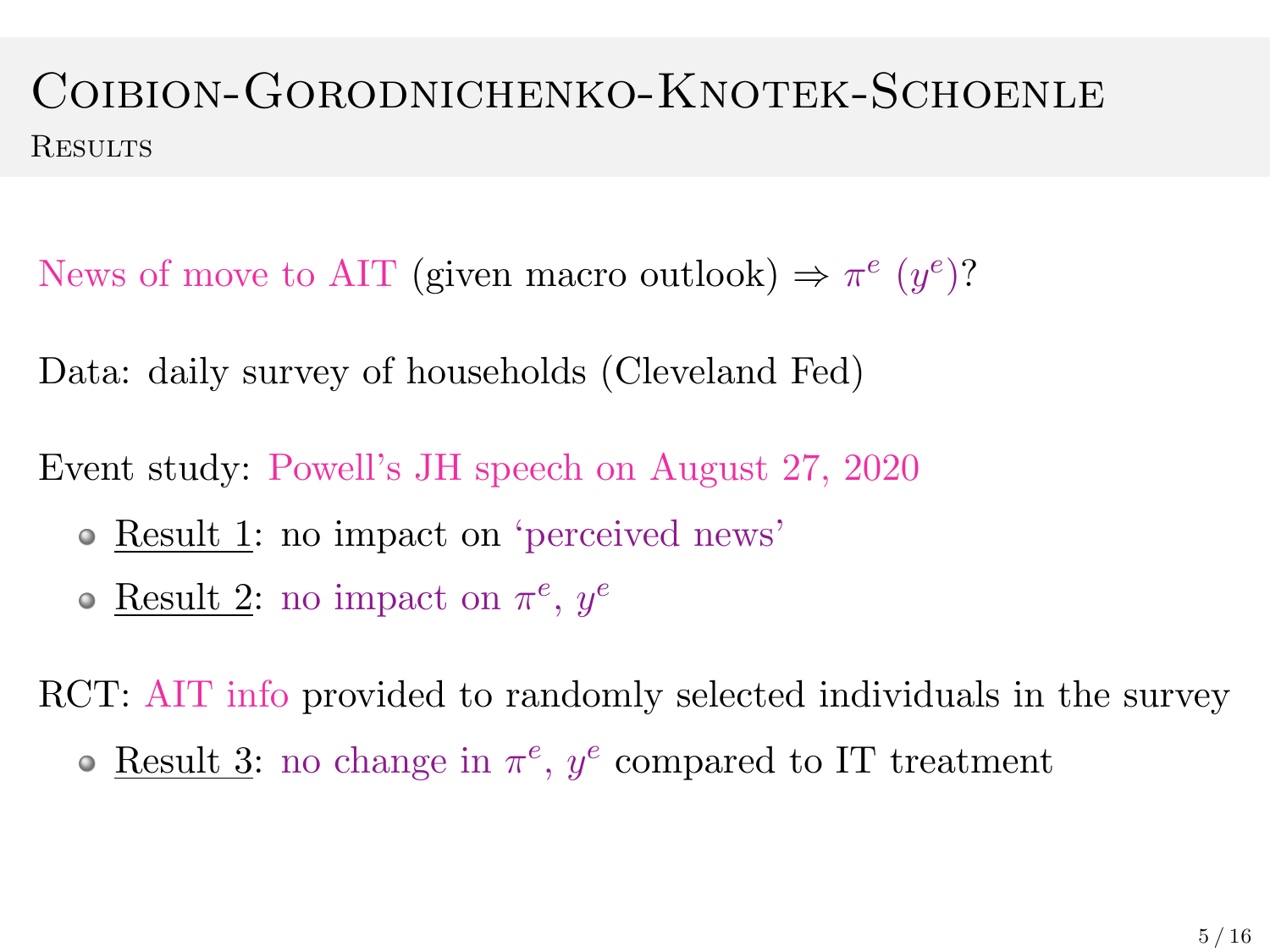# Coibion-Gorodnichenko-Knotek-Schoenle

## Results

News of move to AIT (given macro outlook) ⇒ $\pi^e$ ($y^e$)?

Data: daily survey of households (Cleveland Fed)

Event study: Powell's JH speech on August 27, 2020

- Result 1: no impact on 'perceived news'
- Result 2: no impact on $\pi^e$, $y^e$

RCT: AIT info provided to randomly selected individuals in the survey

- Result 3: no change in $\pi^e$, $y^e$ compared to IT treatment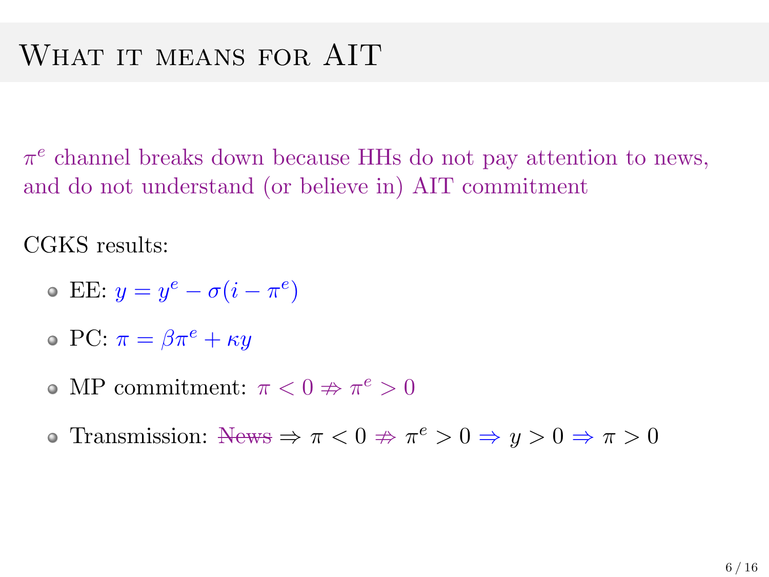# What it means for AIT

$\pi^e$ channel breaks down because HHs do not pay attention to news, and do not understand (or believe in) AIT commitment

CGKS results:

- EE: $y = y^e - \sigma(i - \pi^e)$
- PC: $\pi = \beta\pi^e + \kappa y$
- MP commitment: $\pi < 0 \not\Rightarrow \pi^e > 0$
- Transmission: ~~News~~ $\Rightarrow \pi < 0 \not\Rightarrow \pi^e > 0 \Rightarrow y > 0 \Rightarrow \pi > 0$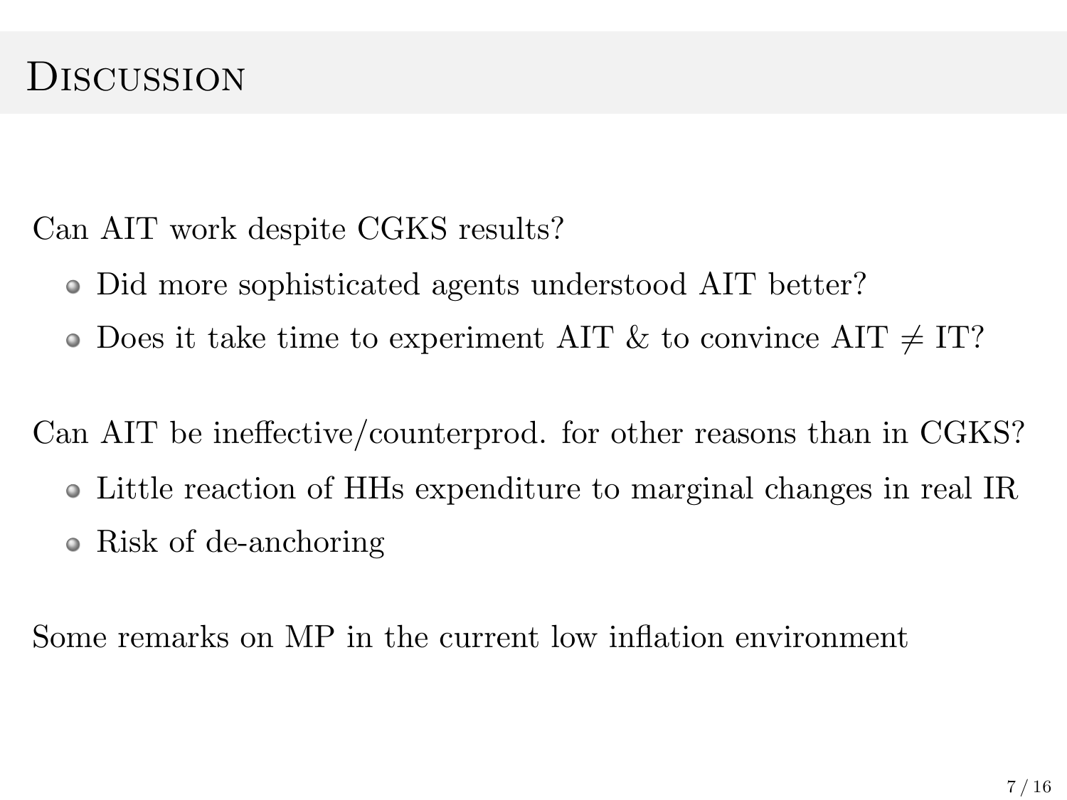# Discussion

Can AIT work despite CGKS results?

- Did more sophisticated agents understood AIT better?
- Does it take time to experiment AIT & to convince AIT $\neq$ IT?

Can AIT be ineffective/counterprod. for other reasons than in CGKS?

- Little reaction of HHs expenditure to marginal changes in real IR
- Risk of de-anchoring

Some remarks on MP in the current low inflation environment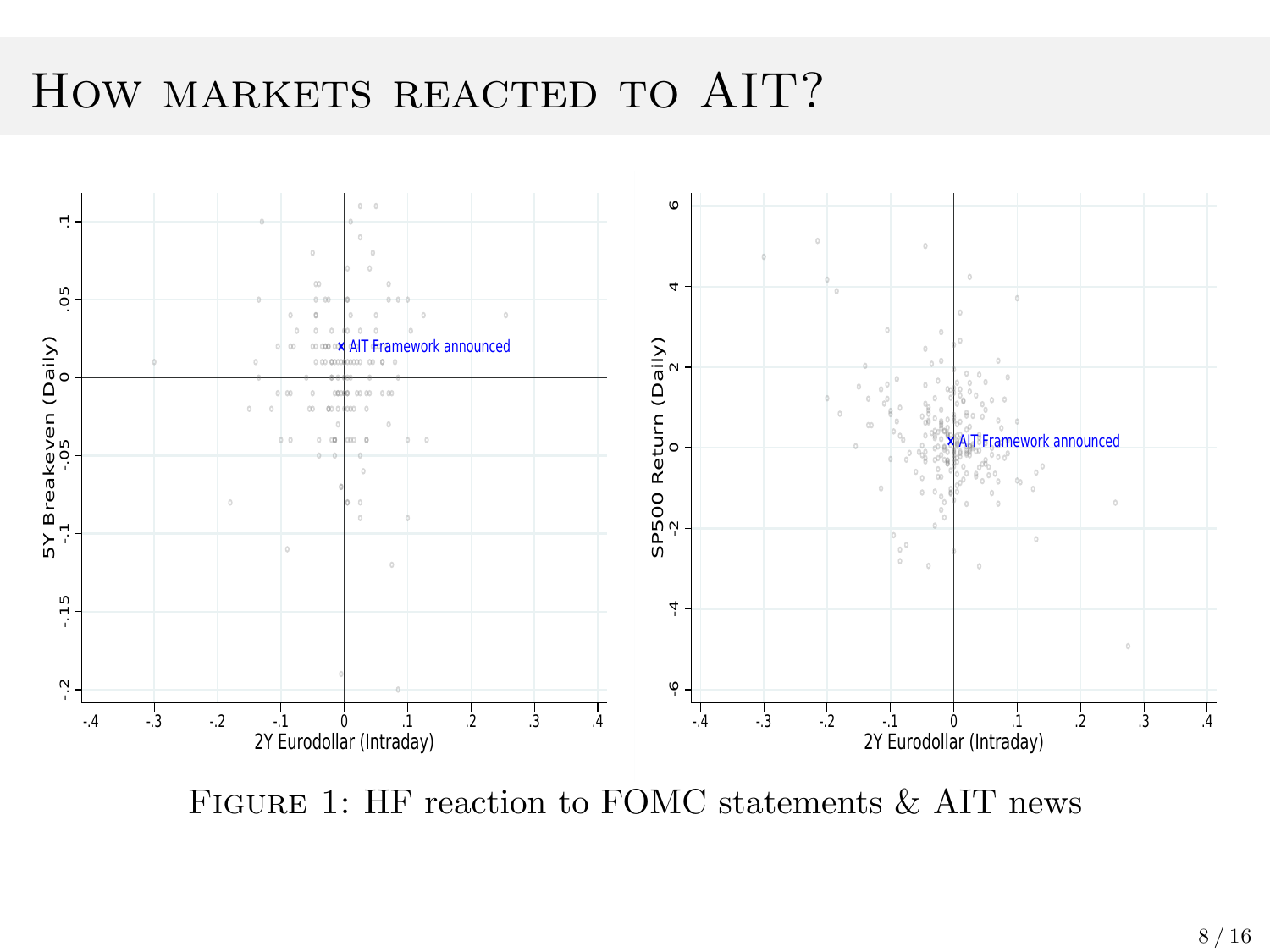# How markets reacted to AIT?

Figure 1: HF reaction to FOMC statements & AIT news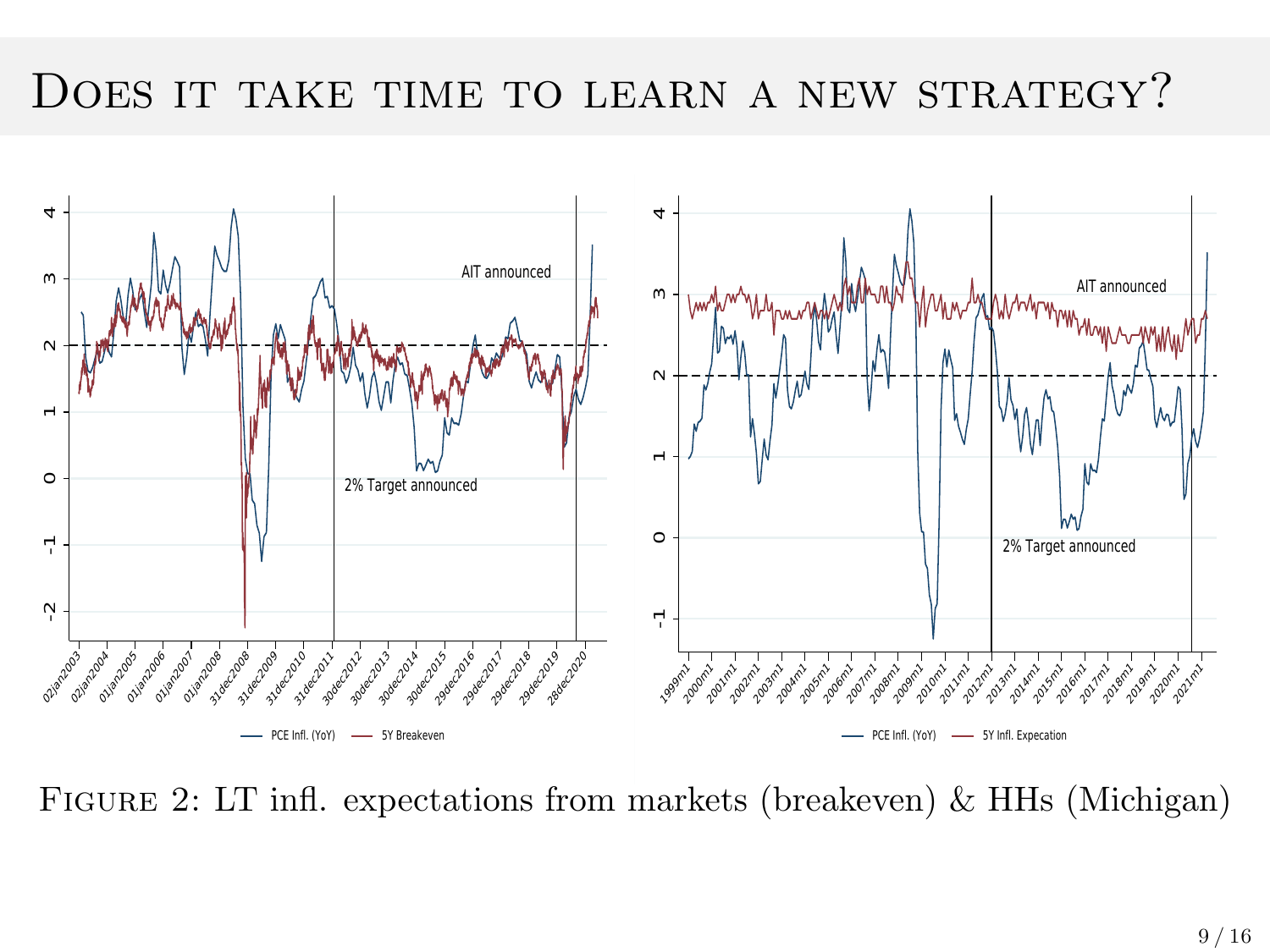# Does it take time to learn a new strategy?

Figure 2: LT infl. expectations from markets (breakeven) & HHs (Michigan)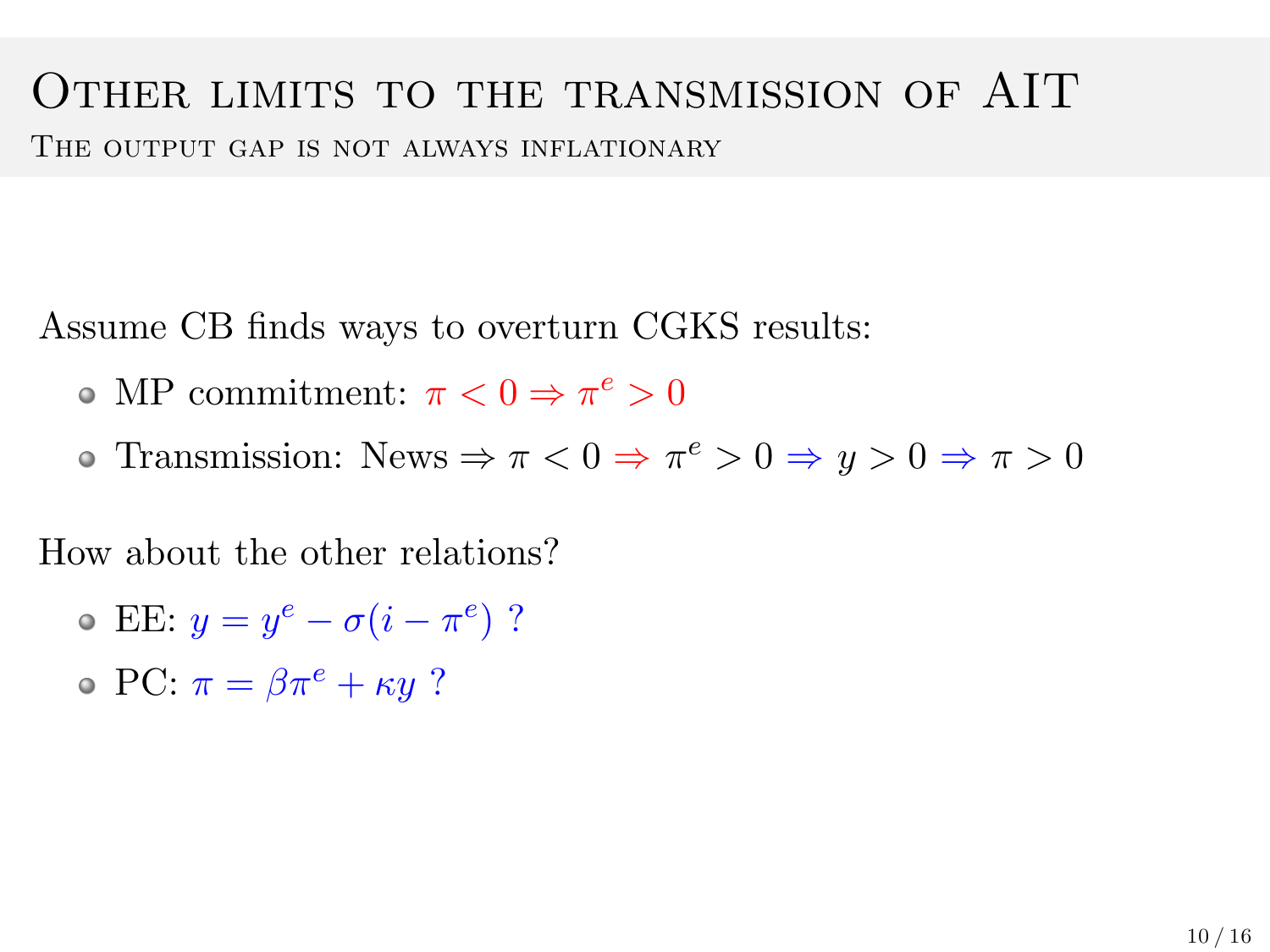# Other limits to the transmission of AIT

## The output gap is not always inflationary

Assume CB finds ways to overturn CGKS results:

- MP commitment: $\pi < 0 \Rightarrow \pi^e > 0$
- Transmission: News $\Rightarrow \pi < 0 \Rightarrow \pi^e > 0 \Rightarrow y > 0 \Rightarrow \pi > 0$

How about the other relations?

- EE: $y = y^e - \sigma(i - \pi^e)$ ?
- PC: $\pi = \beta\pi^e + \kappa y$ ?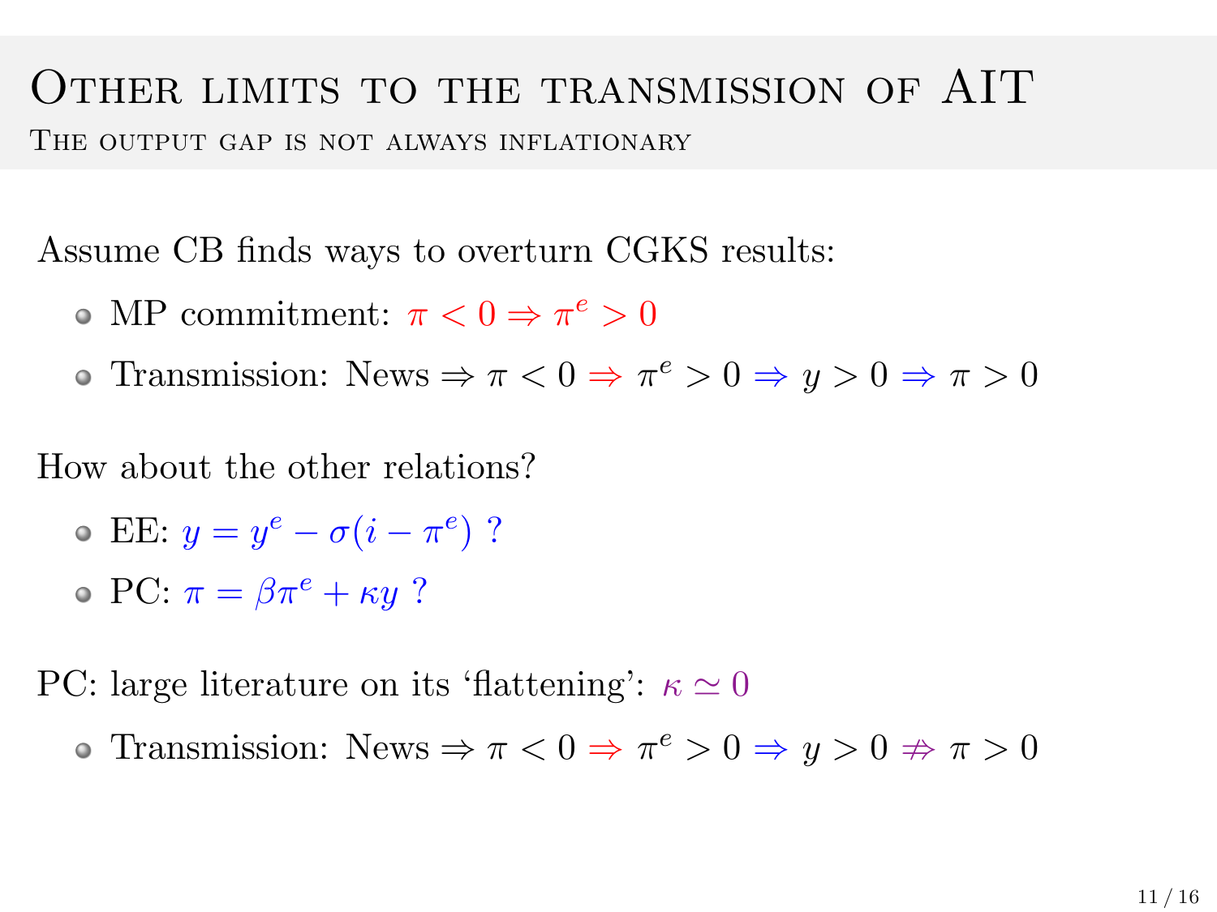# Other limits to the transmission of AIT

## The output gap is not always inflationary

Assume CB finds ways to overturn CGKS results:

- MP commitment: $\pi < 0 \Rightarrow \pi^e > 0$
- Transmission: News $\Rightarrow \pi < 0 \Rightarrow \pi^e > 0 \Rightarrow y > 0 \Rightarrow \pi > 0$

How about the other relations?

- EE: $y = y^e - \sigma(i - \pi^e)$ ?
- PC: $\pi = \beta\pi^e + \kappa y$ ?

PC: large literature on its 'flattening': $\kappa \simeq 0$

- Transmission: News $\Rightarrow \pi < 0 \Rightarrow \pi^e > 0 \Rightarrow y > 0 \not\Rightarrow \pi > 0$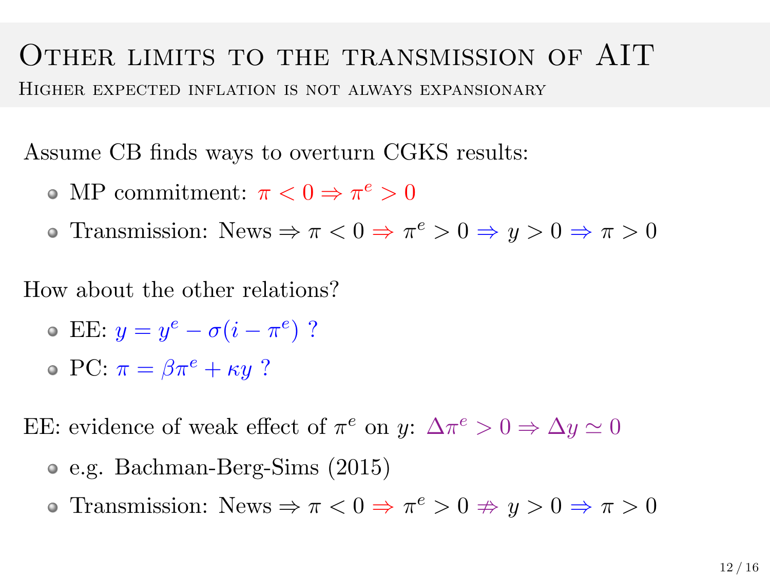# Other limits to the transmission of AIT

## Higher expected inflation is not always expansionary

Assume CB finds ways to overturn CGKS results:

- MP commitment: $\pi < 0 \Rightarrow \pi^e > 0$
- Transmission: News $\Rightarrow \pi < 0 \Rightarrow \pi^e > 0 \Rightarrow y > 0 \Rightarrow \pi > 0$

How about the other relations?

- EE: $y = y^e - \sigma(i - \pi^e)$ ?
- PC: $\pi = \beta\pi^e + \kappa y$ ?

EE: evidence of weak effect of $\pi^e$ on $y$: $\Delta\pi^e > 0 \Rightarrow \Delta y \simeq 0$

- e.g. Bachman-Berg-Sims (2015)
- Transmission: News $\Rightarrow \pi < 0 \Rightarrow \pi^e > 0 \not\Rightarrow y > 0 \Rightarrow \pi > 0$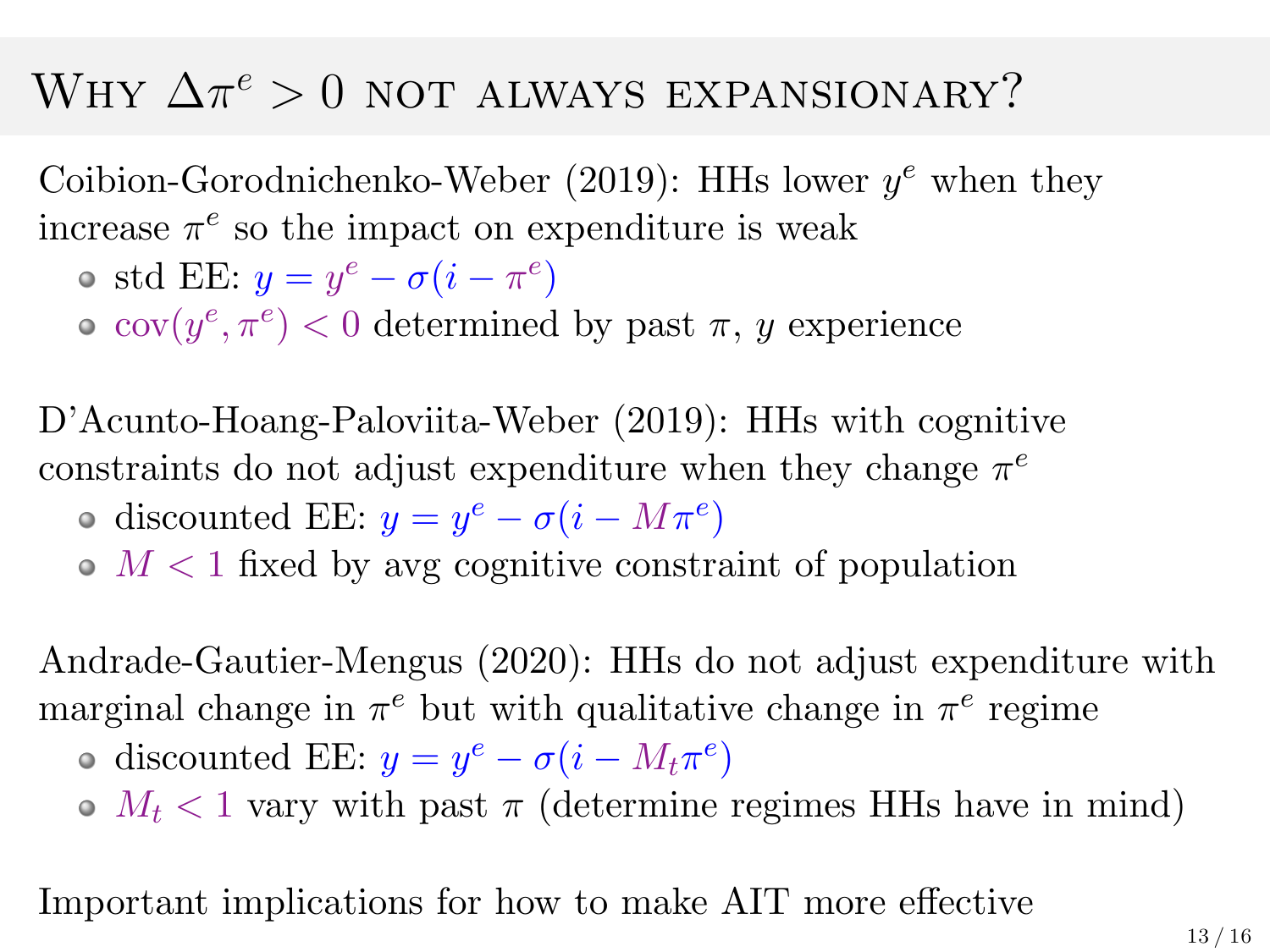# Why $\Delta\pi^e > 0$ not always expansionary?

Coibion-Gorodnichenko-Weber (2019): HHs lower $y^e$ when they increase $\pi^e$ so the impact on expenditure is weak

- std EE: $y = y^e - \sigma(i - \pi^e)$
- $\text{cov}(y^e, \pi^e) < 0$ determined by past $\pi$, $y$ experience

D'Acunto-Hoang-Paloviita-Weber (2019): HHs with cognitive constraints do not adjust expenditure when they change $\pi^e$

- discounted EE: $y = y^e - \sigma(i - M\pi^e)$
- $M < 1$ fixed by avg cognitive constraint of population

Andrade-Gautier-Mengus (2020): HHs do not adjust expenditure with marginal change in $\pi^e$ but with qualitative change in $\pi^e$ regime

- discounted EE: $y = y^e - \sigma(i - M_t\pi^e)$
- $M_t < 1$ vary with past $\pi$ (determine regimes HHs have in mind)

Important implications for how to make AIT more effective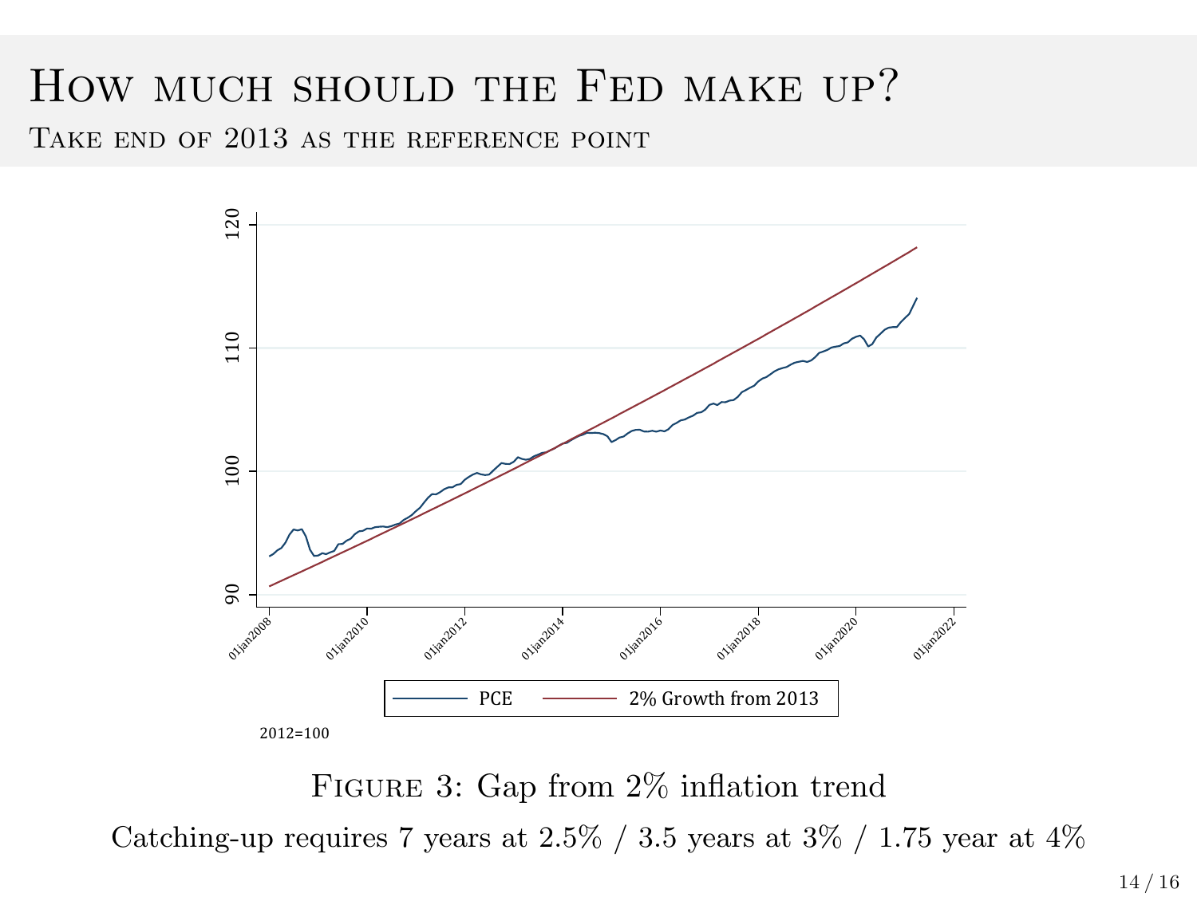# How much should the Fed make up?

## Take end of 2013 as the reference point

Figure 3: Gap from 2% inflation trend

Catching-up requires 7 years at 2.5% / 3.5 years at 3% / 1.75 year at 4%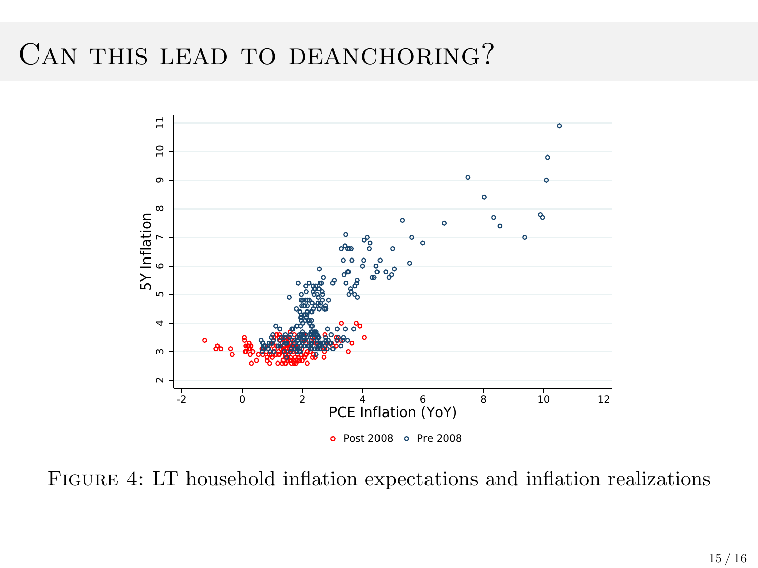# Can this lead to deanchoring?

Figure 4: LT household inflation expectations and inflation realizations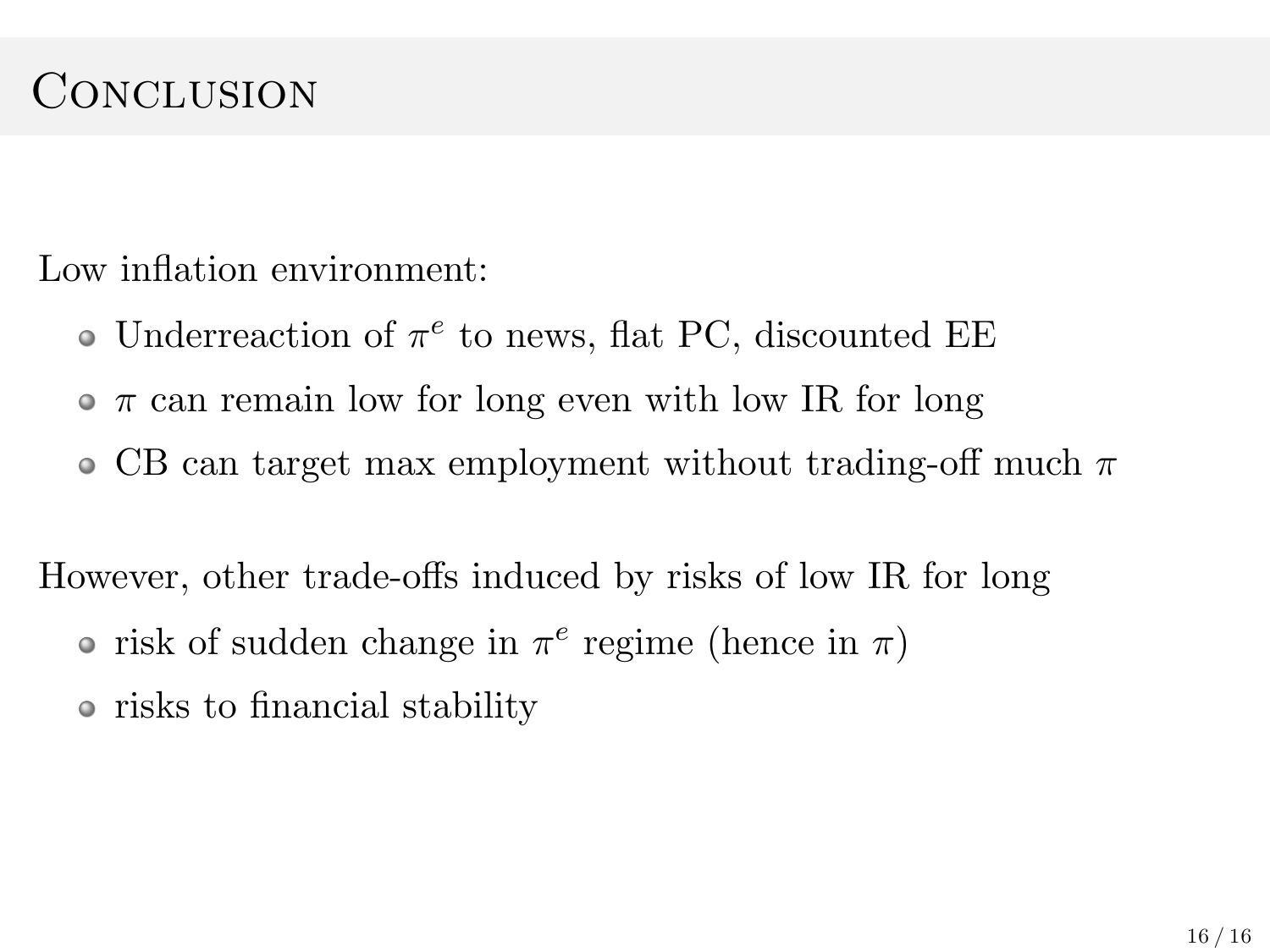# Conclusion

Low inflation environment:

- Underreaction of $\pi^e$ to news, flat PC, discounted EE
- $\pi$ can remain low for long even with low IR for long
- CB can target max employment without trading-off much $\pi$

However, other trade-offs induced by risks of low IR for long

- risk of sudden change in $\pi^e$ regime (hence in $\pi$)
- risks to financial stability